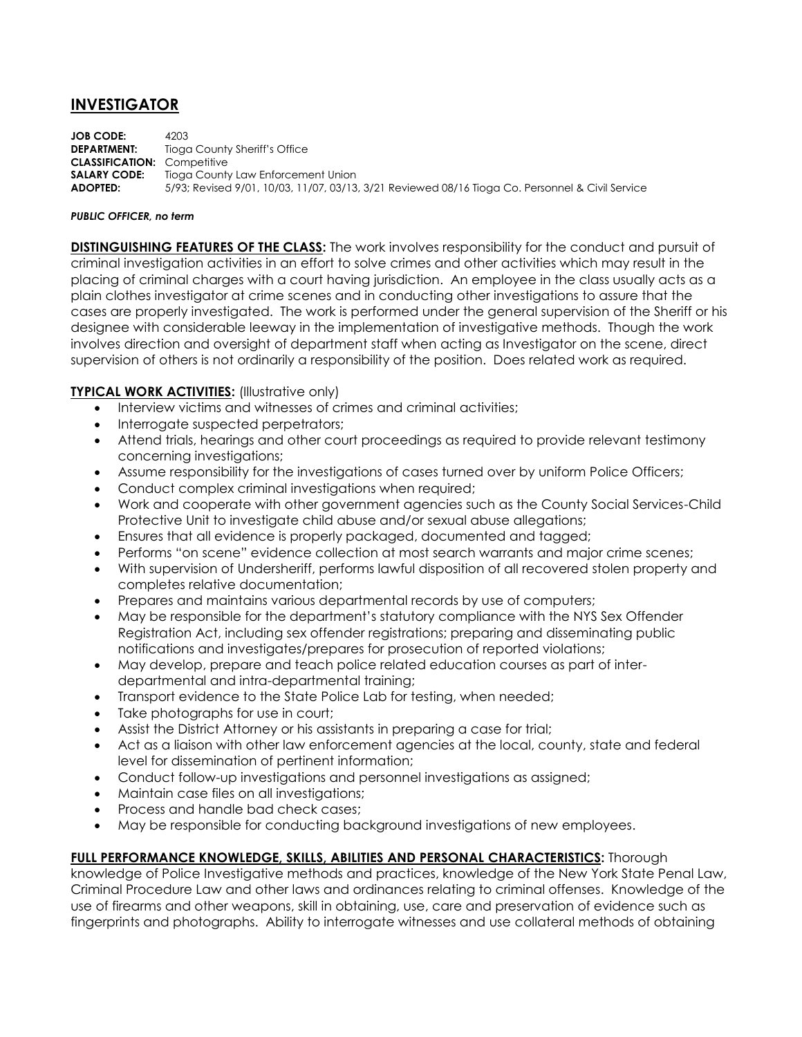# INVESTIGATOR

**JOB CODE:** 4203
**DEPARTMENT:** Tioga County Sheriff's Office
**CLASSIFICATION:** Competitive
**SALARY CODE:** Tioga County Law Enforcement Union
**ADOPTED:** 5/93; Revised 9/01, 10/03, 11/07, 03/13, 3/21 Reviewed 08/16 Tioga Co. Personnel & Civil Service

***PUBLIC OFFICER, no term***

**DISTINGUISHING FEATURES OF THE CLASS:** The work involves responsibility for the conduct and pursuit of criminal investigation activities in an effort to solve crimes and other activities which may result in the placing of criminal charges with a court having jurisdiction. An employee in the class usually acts as a plain clothes investigator at crime scenes and in conducting other investigations to assure that the cases are properly investigated. The work is performed under the general supervision of the Sheriff or his designee with considerable leeway in the implementation of investigative methods. Though the work involves direction and oversight of department staff when acting as Investigator on the scene, direct supervision of others is not ordinarily a responsibility of the position. Does related work as required.

**TYPICAL WORK ACTIVITIES:** (Illustrative only)

- Interview victims and witnesses of crimes and criminal activities;
- Interrogate suspected perpetrators;
- Attend trials, hearings and other court proceedings as required to provide relevant testimony concerning investigations;
- Assume responsibility for the investigations of cases turned over by uniform Police Officers;
- Conduct complex criminal investigations when required;
- Work and cooperate with other government agencies such as the County Social Services-Child Protective Unit to investigate child abuse and/or sexual abuse allegations;
- Ensures that all evidence is properly packaged, documented and tagged;
- Performs "on scene" evidence collection at most search warrants and major crime scenes;
- With supervision of Undersheriff, performs lawful disposition of all recovered stolen property and completes relative documentation;
- Prepares and maintains various departmental records by use of computers;
- May be responsible for the department's statutory compliance with the NYS Sex Offender Registration Act, including sex offender registrations; preparing and disseminating public notifications and investigates/prepares for prosecution of reported violations;
- May develop, prepare and teach police related education courses as part of inter-departmental and intra-departmental training;
- Transport evidence to the State Police Lab for testing, when needed;
- Take photographs for use in court;
- Assist the District Attorney or his assistants in preparing a case for trial;
- Act as a liaison with other law enforcement agencies at the local, county, state and federal level for dissemination of pertinent information;
- Conduct follow-up investigations and personnel investigations as assigned;
- Maintain case files on all investigations;
- Process and handle bad check cases;
- May be responsible for conducting background investigations of new employees.

**FULL PERFORMANCE KNOWLEDGE, SKILLS, ABILITIES AND PERSONAL CHARACTERISTICS:** Thorough knowledge of Police Investigative methods and practices, knowledge of the New York State Penal Law, Criminal Procedure Law and other laws and ordinances relating to criminal offenses. Knowledge of the use of firearms and other weapons, skill in obtaining, use, care and preservation of evidence such as fingerprints and photographs. Ability to interrogate witnesses and use collateral methods of obtaining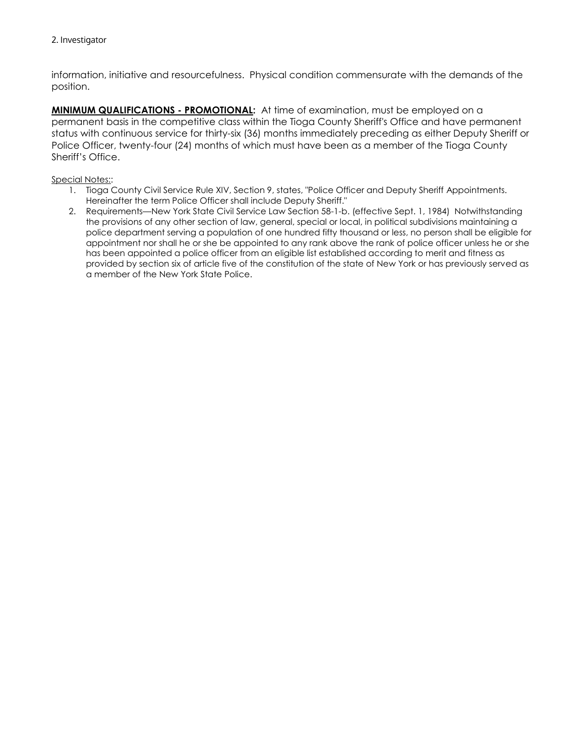information, initiative and resourcefulness. Physical condition commensurate with the demands of the position.

**MINIMUM QUALIFICATIONS - PROMOTIONAL:** At time of examination, must be employed on a permanent basis in the competitive class within the Tioga County Sheriff's Office and have permanent status with continuous service for thirty-six (36) months immediately preceding as either Deputy Sheriff or Police Officer, twenty-four (24) months of which must have been as a member of the Tioga County Sheriff's Office.

Special Notes::

1. Tioga County Civil Service Rule XIV, Section 9, states, "Police Officer and Deputy Sheriff Appointments. Hereinafter the term Police Officer shall include Deputy Sheriff."
2. Requirements—New York State Civil Service Law Section 58-1-b. (effective Sept. 1, 1984) Notwithstanding the provisions of any other section of law, general, special or local, in political subdivisions maintaining a police department serving a population of one hundred fifty thousand or less, no person shall be eligible for appointment nor shall he or she be appointed to any rank above the rank of police officer unless he or she has been appointed a police officer from an eligible list established according to merit and fitness as provided by section six of article five of the constitution of the state of New York or has previously served as a member of the New York State Police.